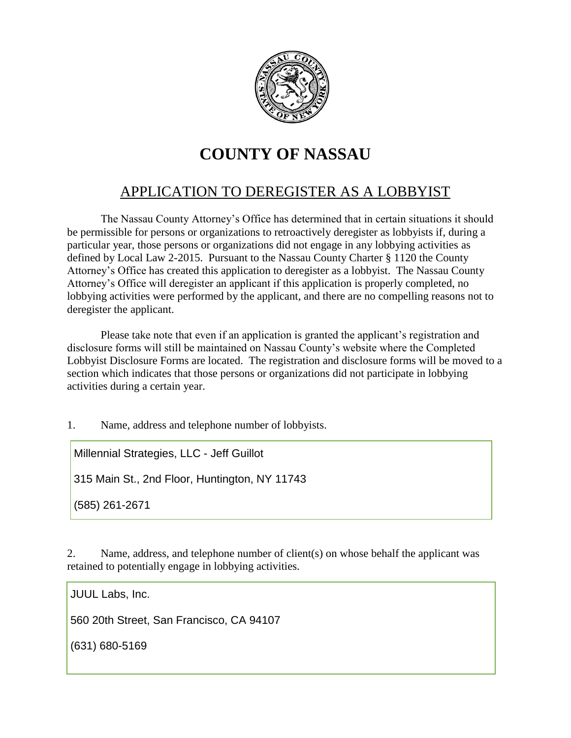# COUNTY OF NASSAU

## APPLICATION TO DEREGISTER AS A LOBBYIST

The Nassau County Attorney's Office has determined that in certain situations it should be permissible for persons or organizations to retroactively deregister as lobbyists if, during a particular year, those persons or organizations did not engage in any lobbying activities as defined by Local Law 2-2015. Pursuant to the Nassau County Charter § 1120 the County Attorney's Office has created this application to deregister as a lobbyist. The Nassau County Attorney's Office will deregister an applicant if this application is properly completed, no lobbying activities were performed by the applicant, and there are no compelling reasons not to deregister the applicant.

Please take note that even if an application is granted the applicant's registration and disclosure forms will still be maintained on Nassau County's website where the Completed Lobbyist Disclosure Forms are located. The registration and disclosure forms will be moved to a section which indicates that those persons or organizations did not participate in lobbying activities during a certain year.

1. Name, address and telephone number of lobbyists.

Millennial Strategies, LLC - Jeff Guillot

315 Main St., 2nd Floor, Huntington, NY 11743

(585) 261-2671

2. Name, address, and telephone number of client(s) on whose behalf the applicant was retained to potentially engage in lobbying activities.

JUUL Labs, Inc.

560 20th Street, San Francisco, CA 94107

(631) 680-5169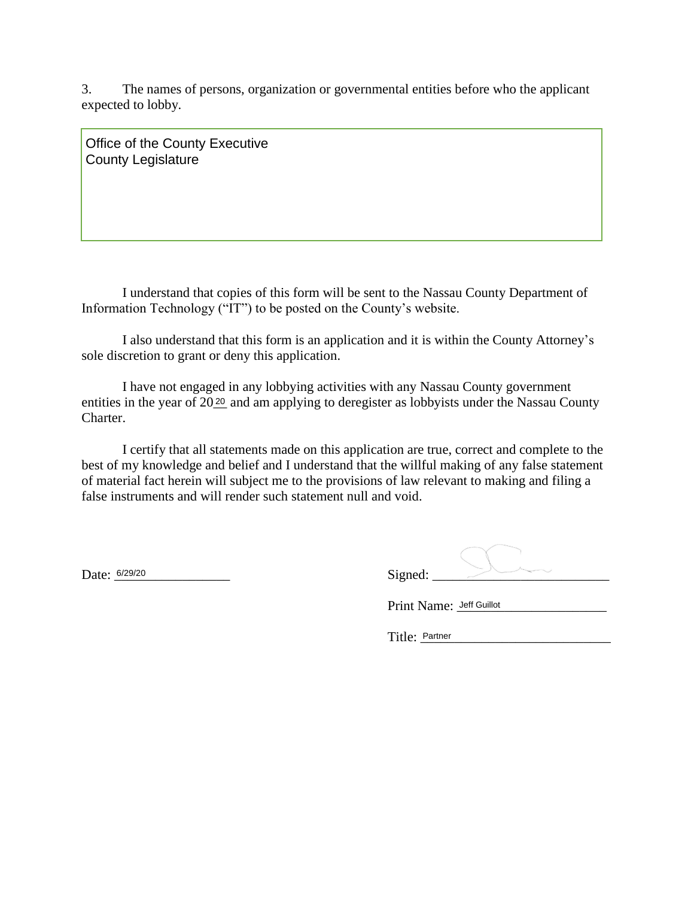3. The names of persons, organization or governmental entities before who the applicant expected to lobby.

Office of the County Executive
County Legislature

I understand that copies of this form will be sent to the Nassau County Department of Information Technology ("IT") to be posted on the County's website.

I also understand that this form is an application and it is within the County Attorney's sole discretion to grant or deny this application.

I have not engaged in any lobbying activities with any Nassau County government entities in the year of 2020 and am applying to deregister as lobbyists under the Nassau County Charter.

I certify that all statements made on this application are true, correct and complete to the best of my knowledge and belief and I understand that the willful making of any false statement of material fact herein will subject me to the provisions of law relevant to making and filing a false instruments and will render such statement null and void.

Date: 6/29/20

Signed: ____________________

Print Name: Jeff Guillot

Title: Partner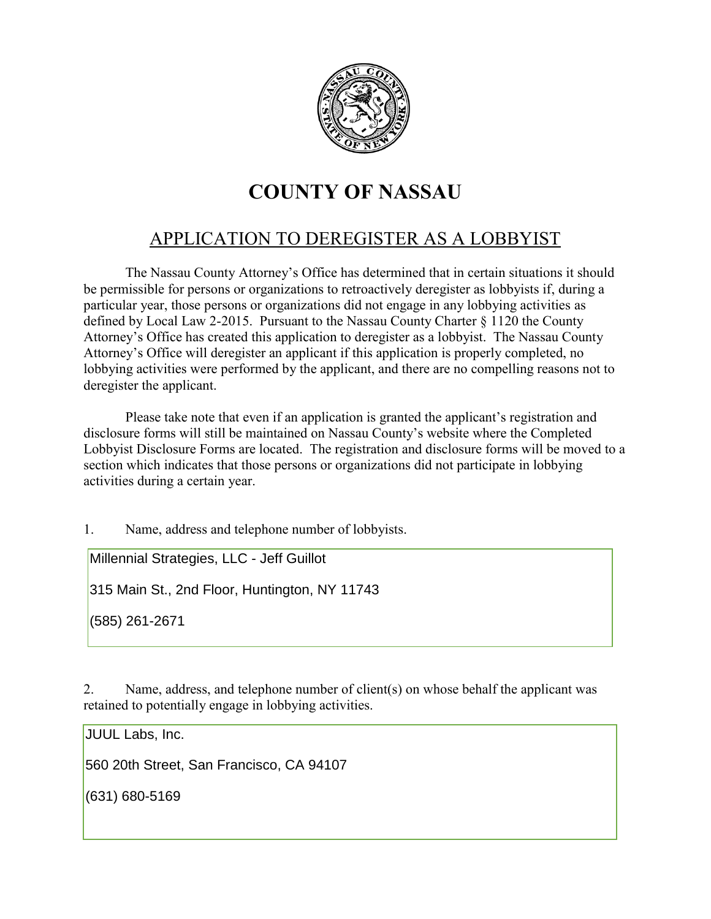# COUNTY OF NASSAU

## APPLICATION TO DEREGISTER AS A LOBBYIST

The Nassau County Attorney's Office has determined that in certain situations it should be permissible for persons or organizations to retroactively deregister as lobbyists if, during a particular year, those persons or organizations did not engage in any lobbying activities as defined by Local Law 2-2015. Pursuant to the Nassau County Charter § 1120 the County Attorney's Office has created this application to deregister as a lobbyist. The Nassau County Attorney's Office will deregister an applicant if this application is properly completed, no lobbying activities were performed by the applicant, and there are no compelling reasons not to deregister the applicant.

Please take note that even if an application is granted the applicant's registration and disclosure forms will still be maintained on Nassau County's website where the Completed Lobbyist Disclosure Forms are located. The registration and disclosure forms will be moved to a section which indicates that those persons or organizations did not participate in lobbying activities during a certain year.

1. Name, address and telephone number of lobbyists.

Millennial Strategies, LLC - Jeff Guillot

315 Main St., 2nd Floor, Huntington, NY 11743

(585) 261-2671

2. Name, address, and telephone number of client(s) on whose behalf the applicant was retained to potentially engage in lobbying activities.

JUUL Labs, Inc.

560 20th Street, San Francisco, CA 94107

(631) 680-5169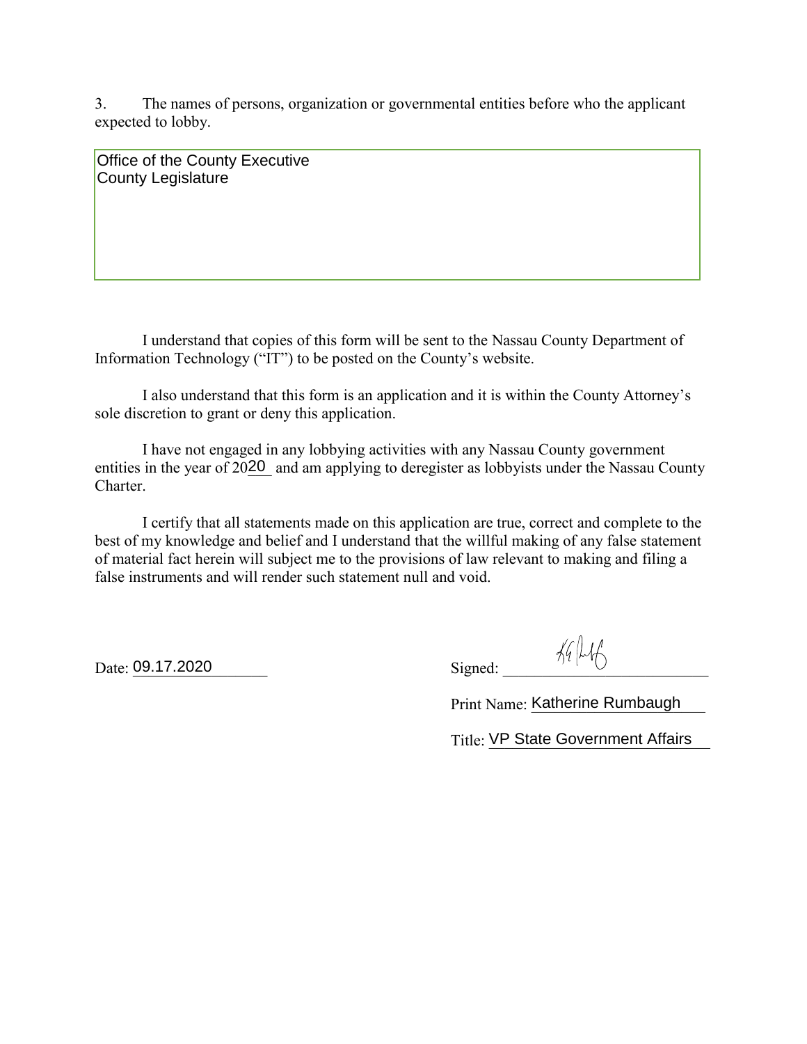3. The names of persons, organization or governmental entities before who the applicant expected to lobby.

Office of the County Executive
County Legislature

I understand that copies of this form will be sent to the Nassau County Department of Information Technology ("IT") to be posted on the County's website.

I also understand that this form is an application and it is within the County Attorney's sole discretion to grant or deny this application.

I have not engaged in any lobbying activities with any Nassau County government entities in the year of 2020 and am applying to deregister as lobbyists under the Nassau County Charter.

I certify that all statements made on this application are true, correct and complete to the best of my knowledge and belief and I understand that the willful making of any false statement of material fact herein will subject me to the provisions of law relevant to making and filing a false instruments and will render such statement null and void.

Date: 09.17.2020

Signed: [signature]

Print Name: Katherine Rumbaugh

Title: VP State Government Affairs